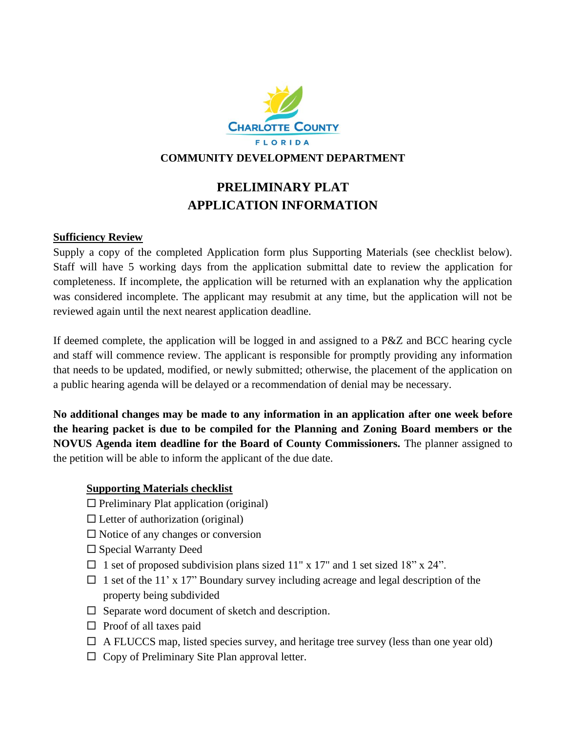CHARLOTTE COUNTY

FLORIDA

**COMMUNITY DEVELOPMENT DEPARTMENT**

# PRELIMINARY PLAT
# APPLICATION INFORMATION

## Sufficiency Review

Supply a copy of the completed Application form plus Supporting Materials (see checklist below). Staff will have 5 working days from the application submittal date to review the application for completeness. If incomplete, the application will be returned with an explanation why the application was considered incomplete. The applicant may resubmit at any time, but the application will not be reviewed again until the next nearest application deadline.

If deemed complete, the application will be logged in and assigned to a P&Z and BCC hearing cycle and staff will commence review. The applicant is responsible for promptly providing any information that needs to be updated, modified, or newly submitted; otherwise, the placement of the application on a public hearing agenda will be delayed or a recommendation of denial may be necessary.

**No additional changes may be made to any information in an application after one week before the hearing packet is due to be compiled for the Planning and Zoning Board members or the NOVUS Agenda item deadline for the Board of County Commissioners.** The planner assigned to the petition will be able to inform the applicant of the due date.

### Supporting Materials checklist

- ☐ Preliminary Plat application (original)
- ☐ Letter of authorization (original)
- ☐ Notice of any changes or conversion
- ☐ Special Warranty Deed
- ☐ 1 set of proposed subdivision plans sized 11" x 17" and 1 set sized 18" x 24".
- ☐ 1 set of the 11' x 17" Boundary survey including acreage and legal description of the property being subdivided
- ☐ Separate word document of sketch and description.
- ☐ Proof of all taxes paid
- ☐ A FLUCCS map, listed species survey, and heritage tree survey (less than one year old)
- ☐ Copy of Preliminary Site Plan approval letter.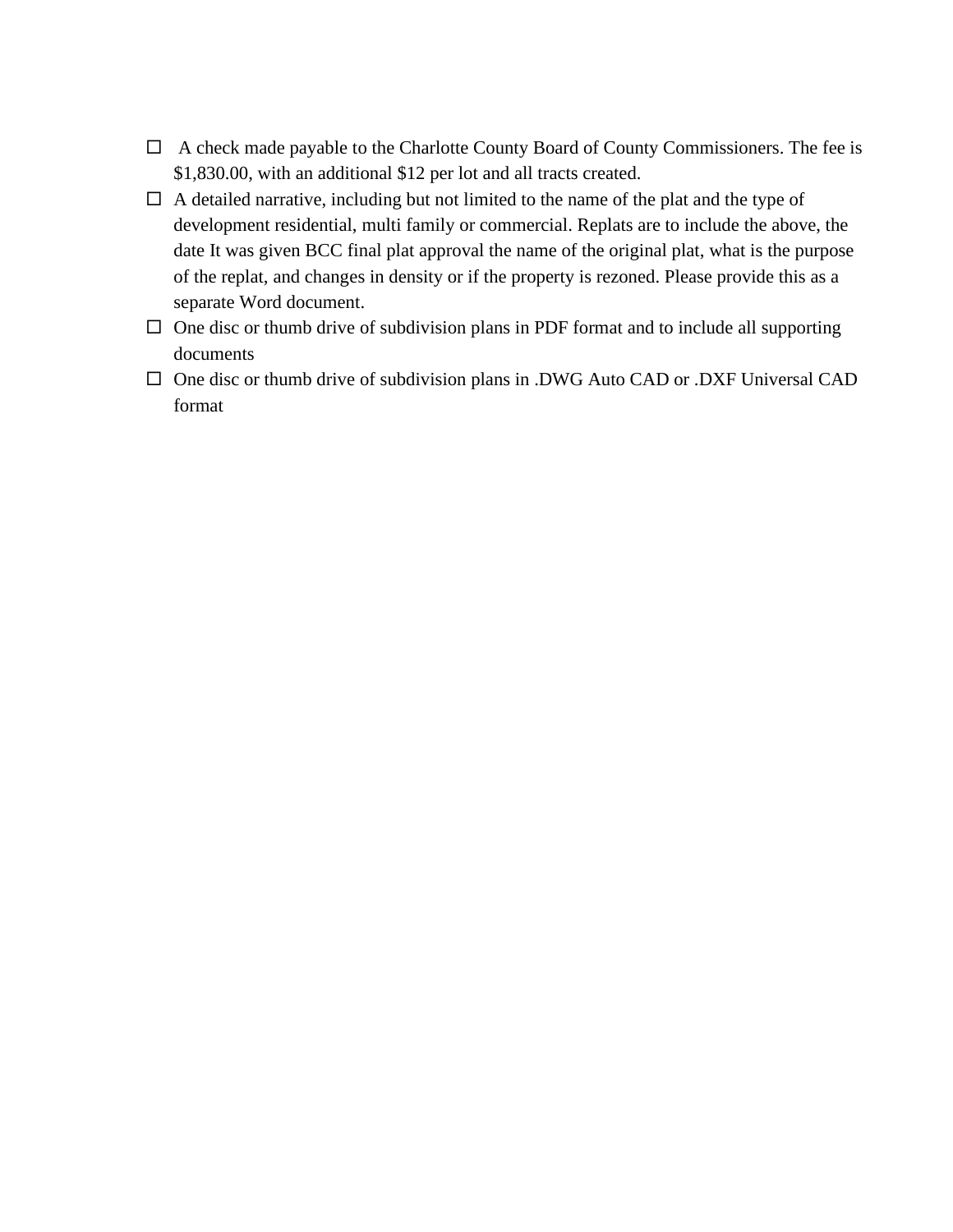- ☐ A check made payable to the Charlotte County Board of County Commissioners. The fee is $1,830.00, with an additional $12 per lot and all tracts created.
- ☐ A detailed narrative, including but not limited to the name of the plat and the type of development residential, multi family or commercial. Replats are to include the above, the date It was given BCC final plat approval the name of the original plat, what is the purpose of the replat, and changes in density or if the property is rezoned. Please provide this as a separate Word document.
- ☐ One disc or thumb drive of subdivision plans in PDF format and to include all supporting documents
- ☐ One disc or thumb drive of subdivision plans in .DWG Auto CAD or .DXF Universal CAD format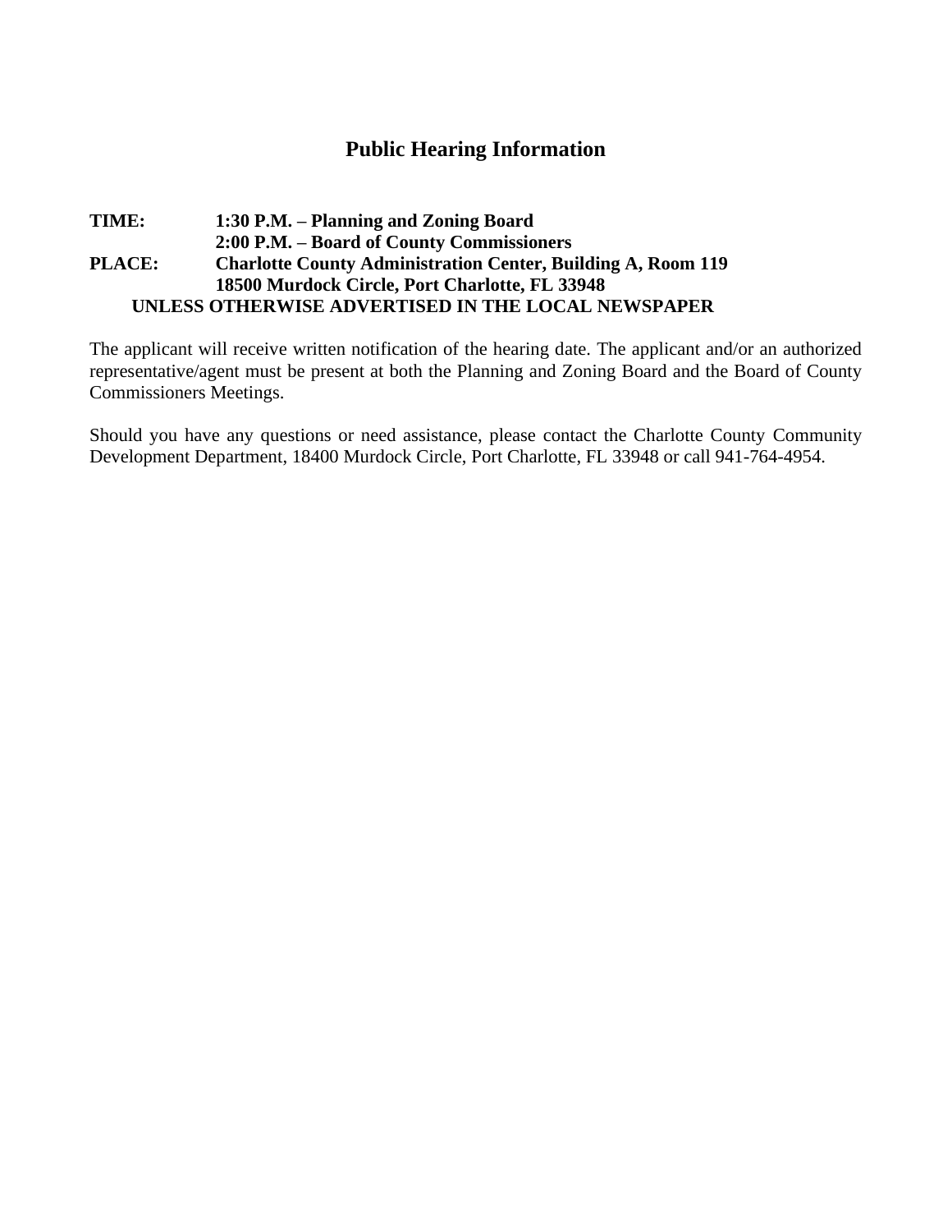# Public Hearing Information

**TIME:** **1:30 P.M. – Planning and Zoning Board**
**2:00 P.M. – Board of County Commissioners**
**PLACE:** **Charlotte County Administration Center, Building A, Room 119**
**18500 Murdock Circle, Port Charlotte, FL 33948**
**UNLESS OTHERWISE ADVERTISED IN THE LOCAL NEWSPAPER**

The applicant will receive written notification of the hearing date. The applicant and/or an authorized representative/agent must be present at both the Planning and Zoning Board and the Board of County Commissioners Meetings.

Should you have any questions or need assistance, please contact the Charlotte County Community Development Department, 18400 Murdock Circle, Port Charlotte, FL 33948 or call 941-764-4954.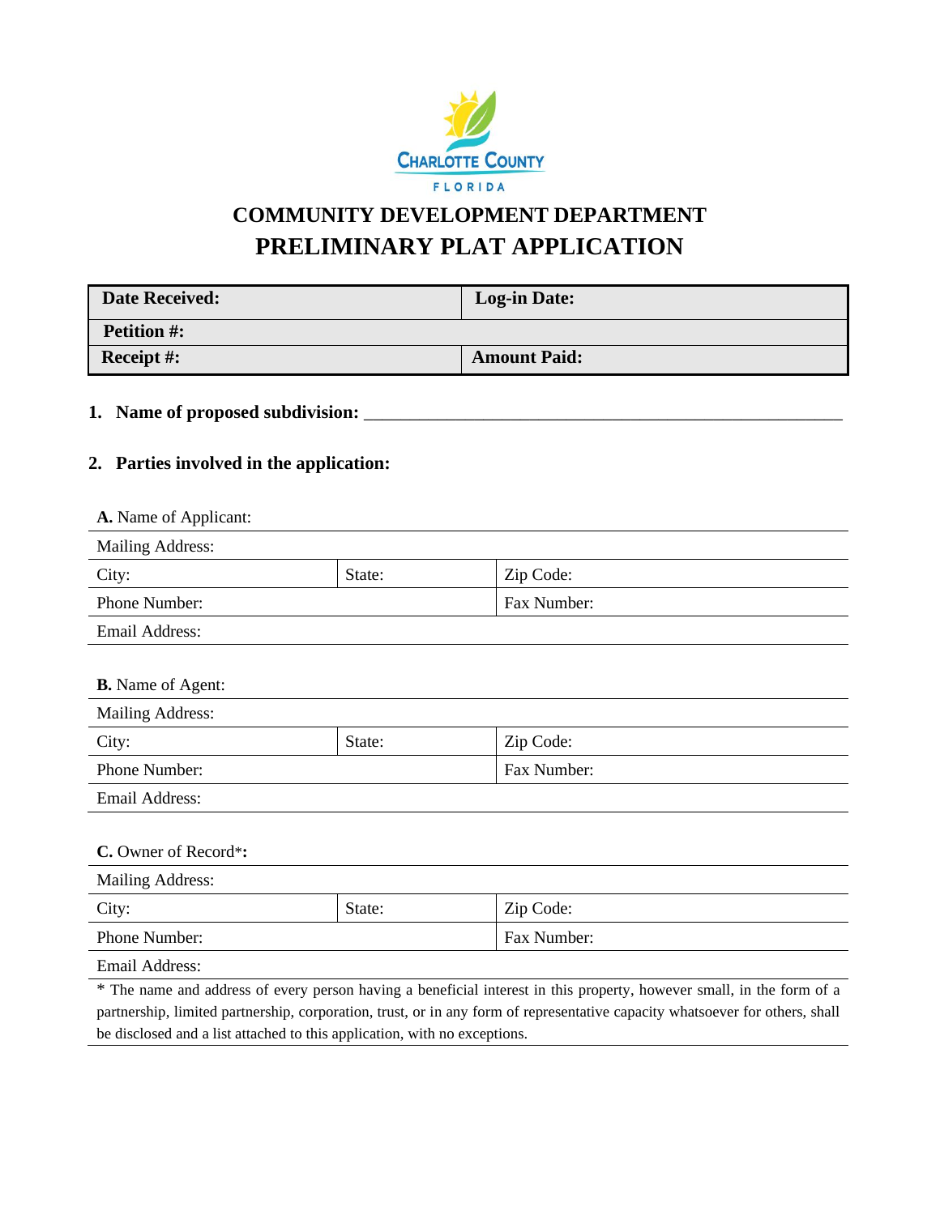CHARLOTTE COUNTY

FLORIDA

# COMMUNITY DEVELOPMENT DEPARTMENT

# PRELIMINARY PLAT APPLICATION

| **Date Received:** | **Log-in Date:** |
|---|---|
| **Petition #:** | |
| **Receipt #:** | **Amount Paid:** |

**1. Name of proposed subdivision:** _______________________________________________

**2. Parties involved in the application:**

**A.** Name of Applicant:

| Mailing Address: | | |
|---|---|---|
| City: | State: | Zip Code: |
| Phone Number: | | Fax Number: |
| Email Address: | | |

**B.** Name of Agent:

| Mailing Address: | | |
|---|---|---|
| City: | State: | Zip Code: |
| Phone Number: | | Fax Number: |
| Email Address: | | |

**C.** Owner of Record***:**

| Mailing Address: | | |
|---|---|---|
| City: | State: | Zip Code: |
| Phone Number: | | Fax Number: |
| Email Address: | | |

* The name and address of every person having a beneficial interest in this property, however small, in the form of a partnership, limited partnership, corporation, trust, or in any form of representative capacity whatsoever for others, shall be disclosed and a list attached to this application, with no exceptions.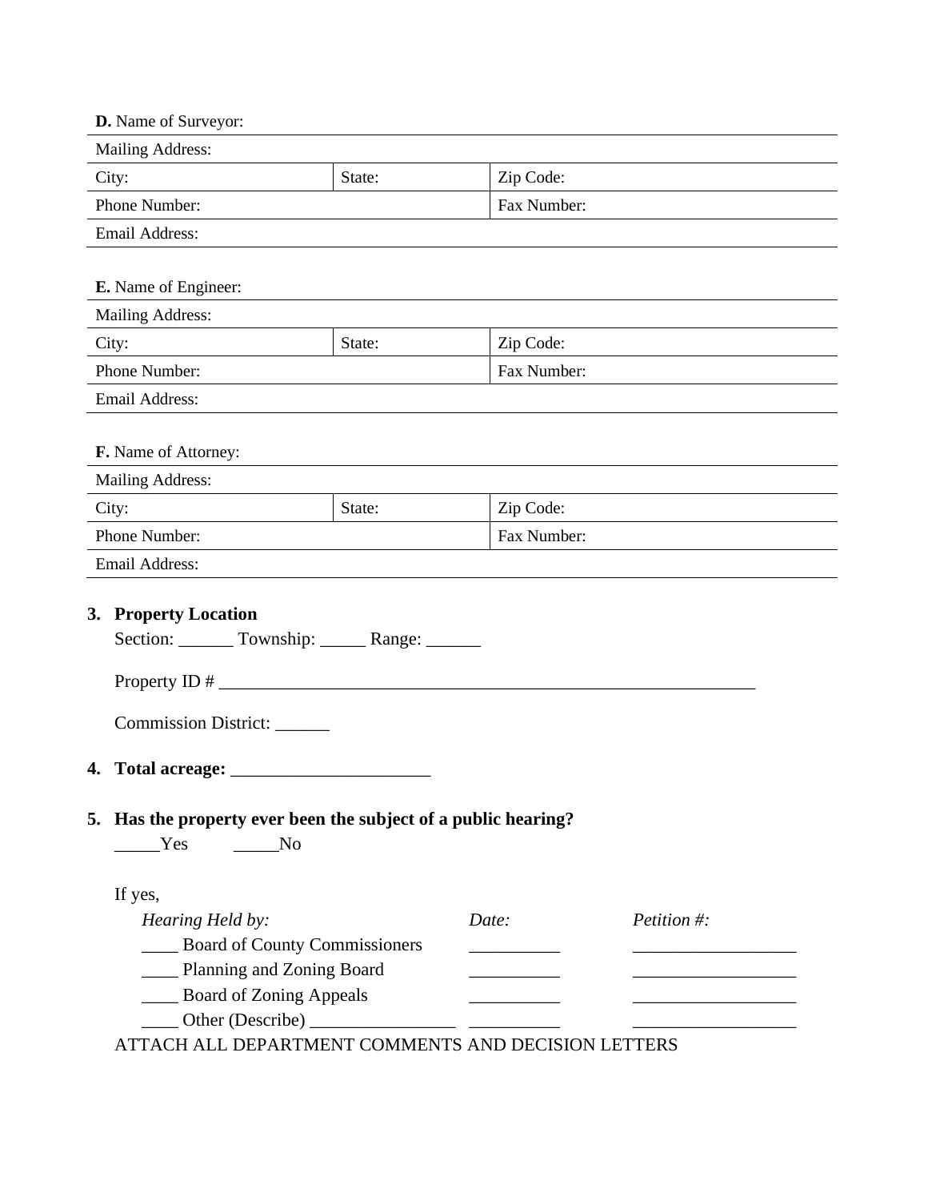**D.** Name of Surveyor:

| Mailing Address: | | |
|---|---|---|
| City: | State: | Zip Code: |
| Phone Number: | | Fax Number: |
| Email Address: | | |

**E.** Name of Engineer:

| Mailing Address: | | |
|---|---|---|
| City: | State: | Zip Code: |
| Phone Number: | | Fax Number: |
| Email Address: | | |

**F.** Name of Attorney:

| Mailing Address: | | |
|---|---|---|
| City: | State: | Zip Code: |
| Phone Number: | | Fax Number: |
| Email Address: | | |

**3. Property Location**

Section: ______ Township: _____ Range: ______

Property ID # _______________________________________________________________

Commission District: ______

**4. Total acreage:** _______________________

**5. Has the property ever been the subject of a public hearing?**

_____Yes _____No

If yes,

| *Hearing Held by:* | *Date:* | *Petition #:* |
|---|---|---|
| ____ Board of County Commissioners | __________ | __________________ |
| ____ Planning and Zoning Board | __________ | __________________ |
| ____ Board of Zoning Appeals | __________ | __________________ |
| ____ Other (Describe) ________________ | __________ | __________________ |

ATTACH ALL DEPARTMENT COMMENTS AND DECISION LETTERS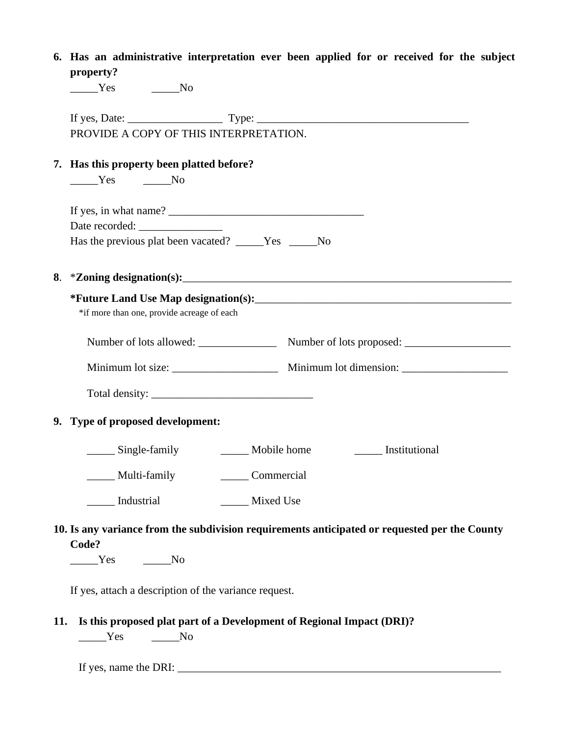6. **Has an administrative interpretation ever been applied for or received for the subject property?**

   _____Yes _____No

   If yes, Date: _________________ Type: _______________________________________
   PROVIDE A COPY OF THIS INTERPRETATION.

7. **Has this property been platted before?**

   _____Yes _____No

   If yes, in what name? ___________________________________
   Date recorded: _______________
   Has the previous plat been vacated? _____Yes _____No

8. *__Zoning designation(s):________________________________________________________________

   **\*Future Land Use Map designation(s):**_____________________________________________
   *if more than one, provide acreage of each

   Number of lots allowed: ______________ Number of lots proposed: ___________________

   Minimum lot size: ___________________ Minimum lot dimension: ___________________

   Total density: _____________________________

9. **Type of proposed development:**

   _____ Single-family _____ Mobile home _____ Institutional

   _____ Multi-family _____ Commercial

   _____ Industrial _____ Mixed Use

10. **Is any variance from the subdivision requirements anticipated or requested per the County Code?**

    _____Yes _____No

    If yes, attach a description of the variance request.

11. **Is this proposed plat part of a Development of Regional Impact (DRI)?**

    _____Yes _____No

    If yes, name the DRI: ____________________________________________________________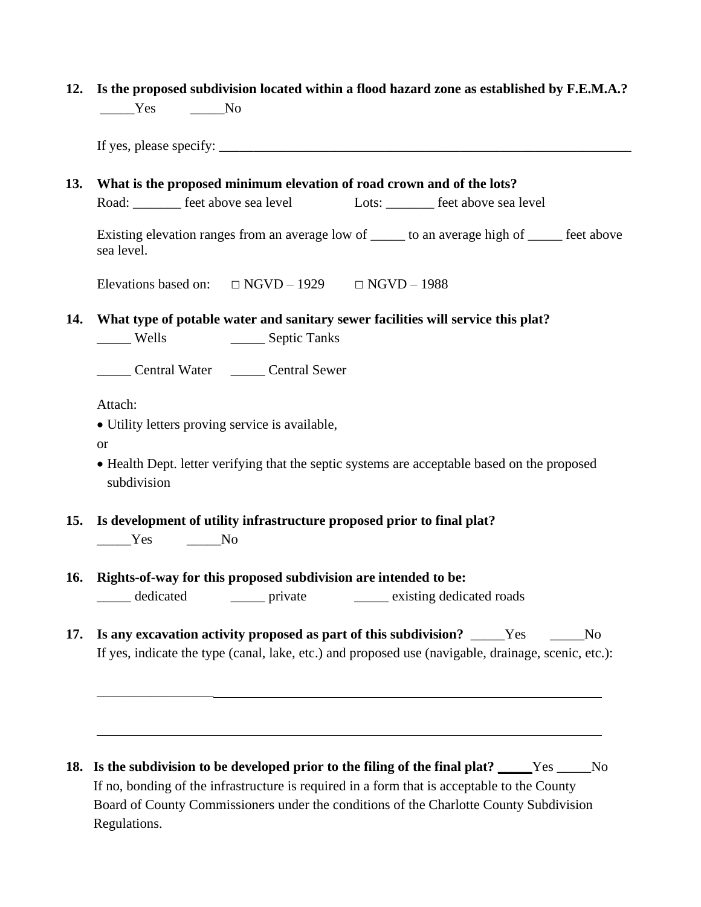**12. Is the proposed subdivision located within a flood hazard zone as established by F.E.M.A.?**
_____Yes _____No

If yes, please specify: ________________________________________________________________

**13. What is the proposed minimum elevation of road crown and of the lots?**
Road: _______ feet above sea level Lots: _______ feet above sea level

Existing elevation ranges from an average low of _____ to an average high of _____ feet above sea level.

Elevations based on: □ NGVD – 1929 □ NGVD – 1988

**14. What type of potable water and sanitary sewer facilities will service this plat?**
_____ Wells _____ Septic Tanks

_____ Central Water _____ Central Sewer

Attach:

- Utility letters proving service is available,

or

- Health Dept. letter verifying that the septic systems are acceptable based on the proposed subdivision

**15. Is development of utility infrastructure proposed prior to final plat?**
_____Yes _____No

**16. Rights-of-way for this proposed subdivision are intended to be:**
_____ dedicated _____ private _____ existing dedicated roads

**17. Is any excavation activity proposed as part of this subdivision?** _____Yes _____No
If yes, indicate the type (canal, lake, etc.) and proposed use (navigable, drainage, scenic, etc.):

______________________________________________________________________________

______________________________________________________________________________

**18. Is the subdivision to be developed prior to the filing of the final plat?** _____Yes _____No
If no, bonding of the infrastructure is required in a form that is acceptable to the County Board of County Commissioners under the conditions of the Charlotte County Subdivision Regulations.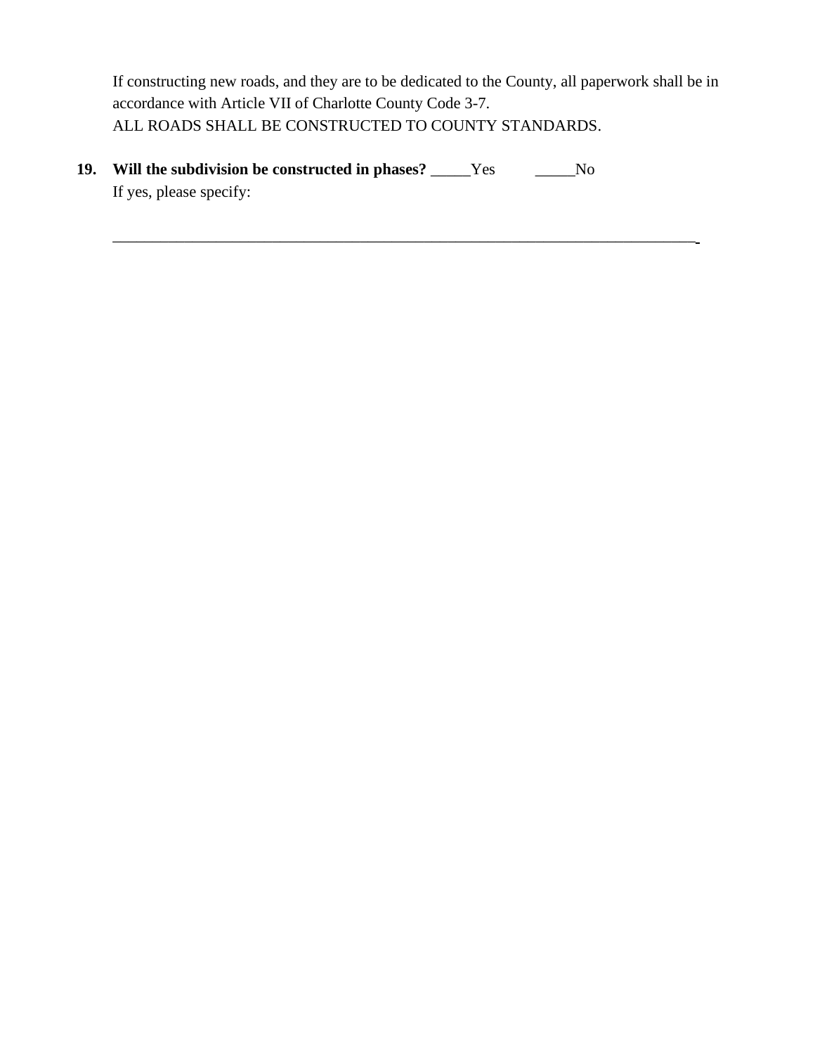If constructing new roads, and they are to be dedicated to the County, all paperwork shall be in accordance with Article VII of Charlotte County Code 3-7.
ALL ROADS SHALL BE CONSTRUCTED TO COUNTY STANDARDS.

**19. Will the subdivision be constructed in phases?** _____Yes _____No
If yes, please specify:

_____________________________________________________________________________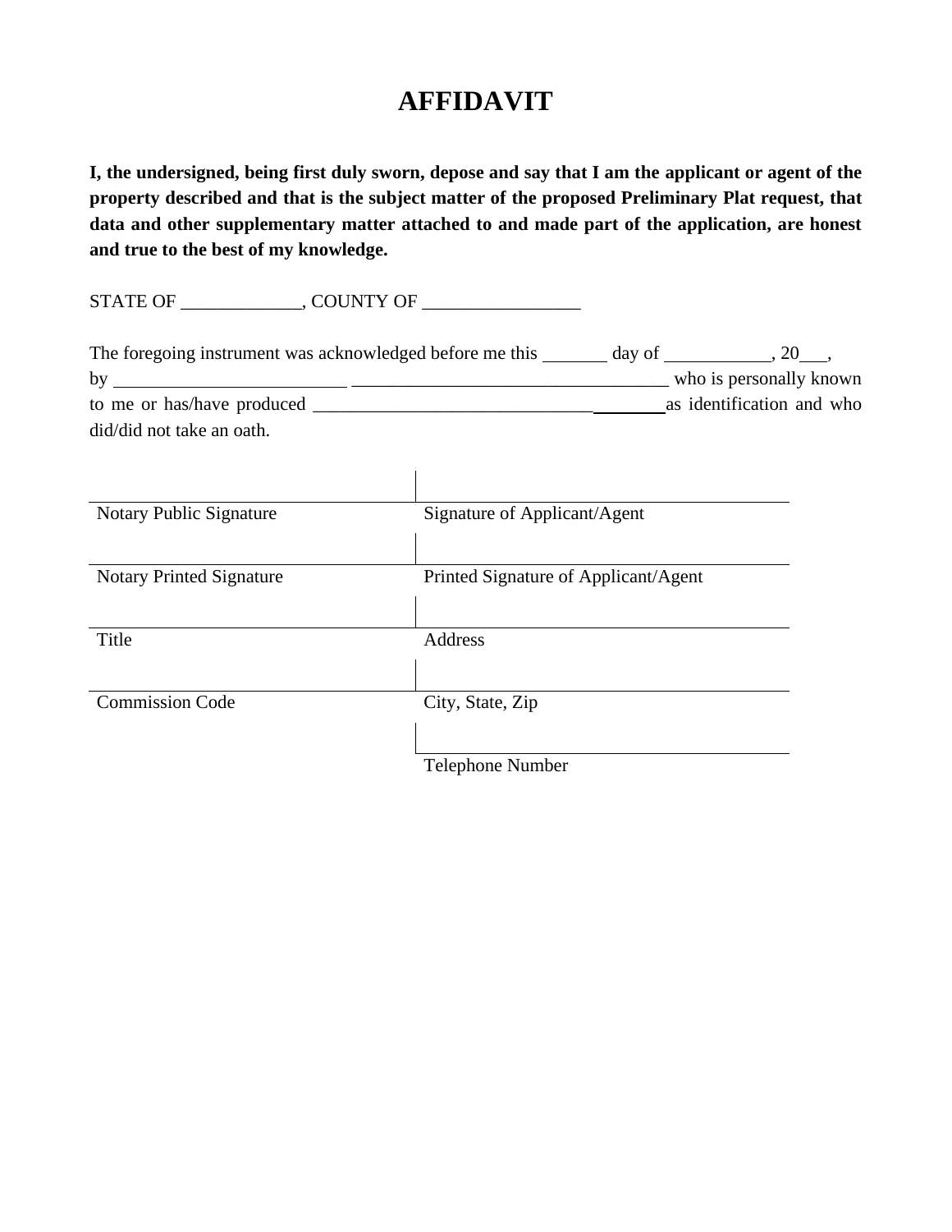# AFFIDAVIT

**I, the undersigned, being first duly sworn, depose and say that I am the applicant or agent of the property described and that is the subject matter of the proposed Preliminary Plat request, that data and other supplementary matter attached to and made part of the application, are honest and true to the best of my knowledge.**

STATE OF _____________, COUNTY OF _________________

The foregoing instrument was acknowledged before me this _______ day of ___________, 20___, by _________________________ __________________________________ who is personally known to me or has/have produced _______________________________________as identification and who did/did not take an oath.

| | |
|---|---|
| Notary Public Signature | Signature of Applicant/Agent |
| | |
| Notary Printed Signature | Printed Signature of Applicant/Agent |
| | |
| Title | Address |
| | |
| Commission Code | City, State, Zip |
| | |
| | Telephone Number |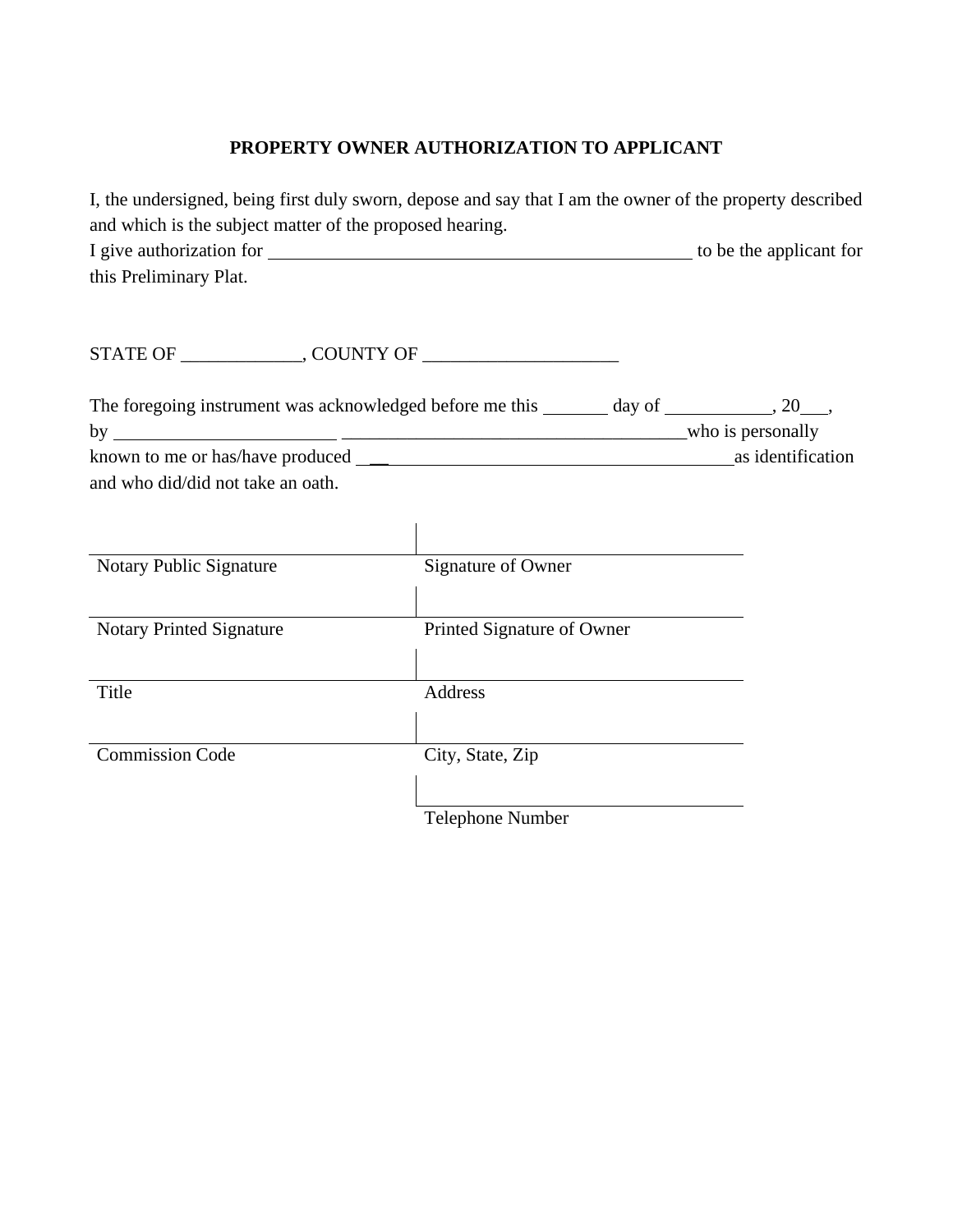**PROPERTY OWNER AUTHORIZATION TO APPLICANT**

I, the undersigned, being first duly sworn, depose and say that I am the owner of the property described and which is the subject matter of the proposed hearing.
I give authorization for ______________________________________________ to be the applicant for this Preliminary Plat.

STATE OF _____________, COUNTY OF _____________________

The foregoing instrument was acknowledged before me this _______ day of ___________, 20___,
by ________________________ _____________________________________who is personally known to me or has/have produced ________________________________________as identification and who did/did not take an oath.

| | |
|---|---|
| Notary Public Signature | Signature of Owner |
| Notary Printed Signature | Printed Signature of Owner |
| Title | Address |
| Commission Code | City, State, Zip |
| | Telephone Number |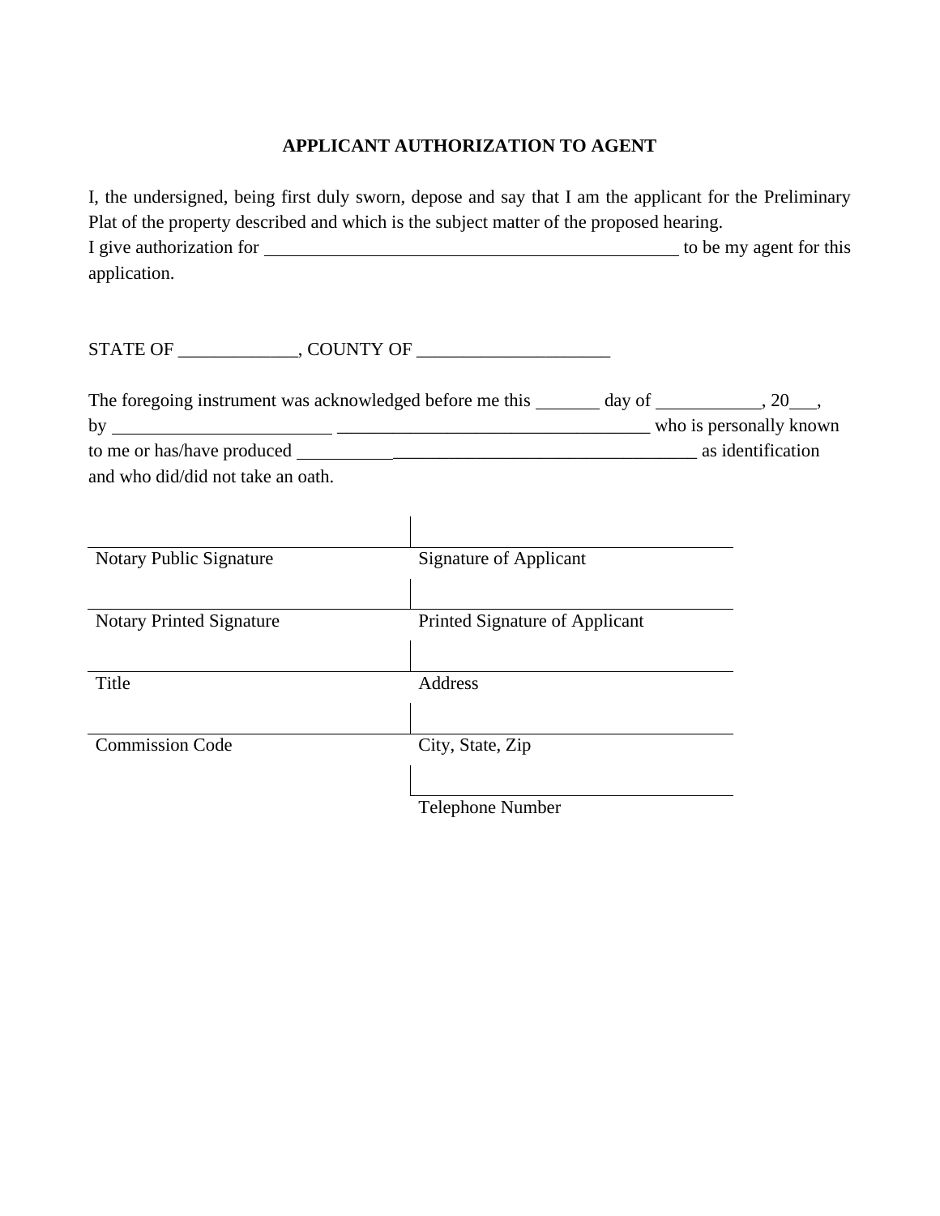# APPLICANT AUTHORIZATION TO AGENT

I, the undersigned, being first duly sworn, depose and say that I am the applicant for the Preliminary Plat of the property described and which is the subject matter of the proposed hearing.
I give authorization for ______________________________________________ to be my agent for this application.

STATE OF _____________, COUNTY OF _____________________

The foregoing instrument was acknowledged before me this _______ day of ___________, 20___, by ________________________ __________________________________ who is personally known to me or has/have produced __________________________________________ as identification and who did/did not take an oath.

| | |
|---|---|
| Notary Public Signature | Signature of Applicant |
| Notary Printed Signature | Printed Signature of Applicant |
| Title | Address |
| Commission Code | City, State, Zip |
| | Telephone Number |